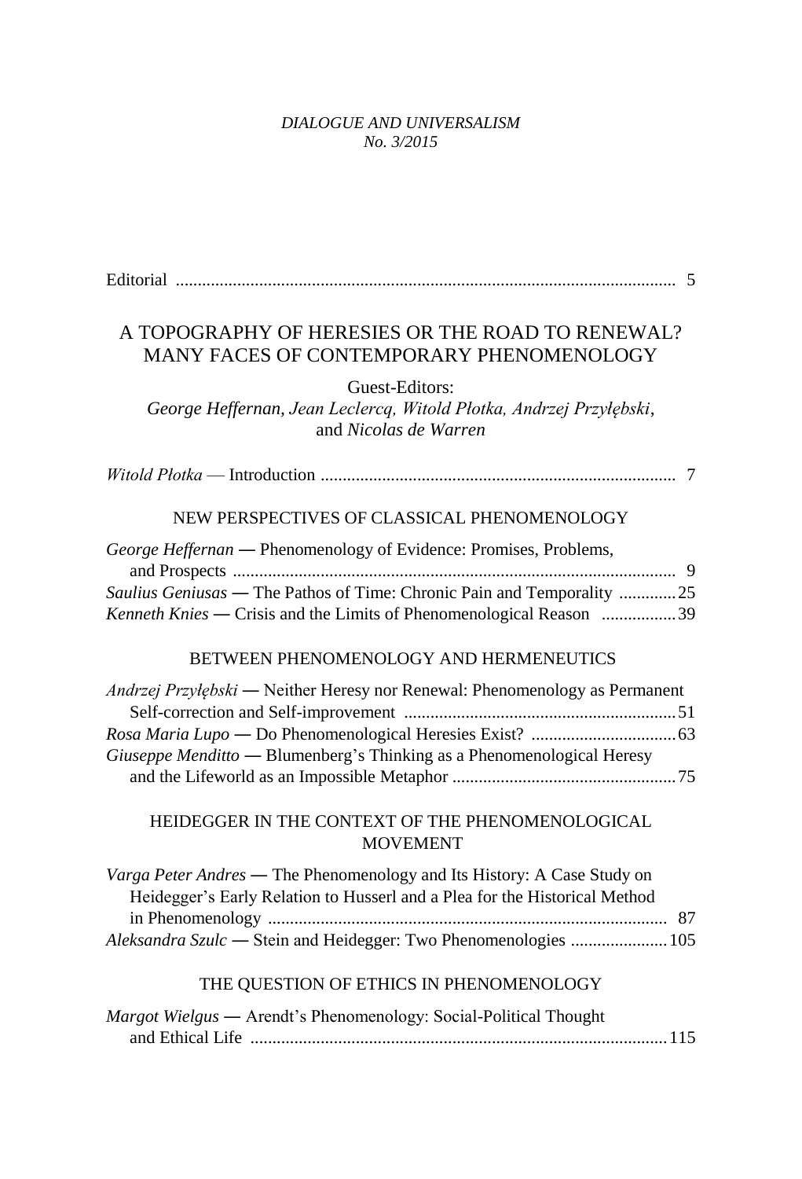*DIALOGUE AND UNIVERSALISM*
*No. 3/2015*

Editorial ..................................................................................................................... 5

# A TOPOGRAPHY OF HERESIES OR THE ROAD TO RENEWAL? MANY FACES OF CONTEMPORARY PHENOMENOLOGY

Guest-Editors:
*George Heffernan, Jean Leclercq, Witold Płotka, Andrzej Przyłębski*, and *Nicolas de Warren*

*Witold Płotka* — Introduction ................................................................................. 7

## NEW PERSPECTIVES OF CLASSICAL PHENOMENOLOGY

*George Heffernan* — Phenomenology of Evidence: Promises, Problems, and Prospects ..................................................................................................... 9

*Saulius Geniusas* — The Pathos of Time: Chronic Pain and Temporality ............. 25

*Kenneth Knies* — Crisis and the Limits of Phenomenological Reason ................. 39

## BETWEEN PHENOMENOLOGY AND HERMENEUTICS

*Andrzej Przyłębski* — Neither Heresy nor Renewal: Phenomenology as Permanent Self-correction and Self-improvement .............................................................. 51

*Rosa Maria Lupo* — Do Phenomenological Heresies Exist? ................................. 63

*Giuseppe Menditto* — Blumenberg's Thinking as a Phenomenological Heresy and the Lifeworld as an Impossible Metaphor .................................................... 75

## HEIDEGGER IN THE CONTEXT OF THE PHENOMENOLOGICAL MOVEMENT

*Varga Peter Andres* — The Phenomenology and Its History: A Case Study on Heidegger's Early Relation to Husserl and a Plea for the Historical Method in Phenomenology ........................................................................................... 87

*Aleksandra Szulc* — Stein and Heidegger: Two Phenomenologies ...................... 105

## THE QUESTION OF ETHICS IN PHENOMENOLOGY

*Margot Wielgus* — Arendt's Phenomenology: Social-Political Thought and Ethical Life ............................................................................................... 115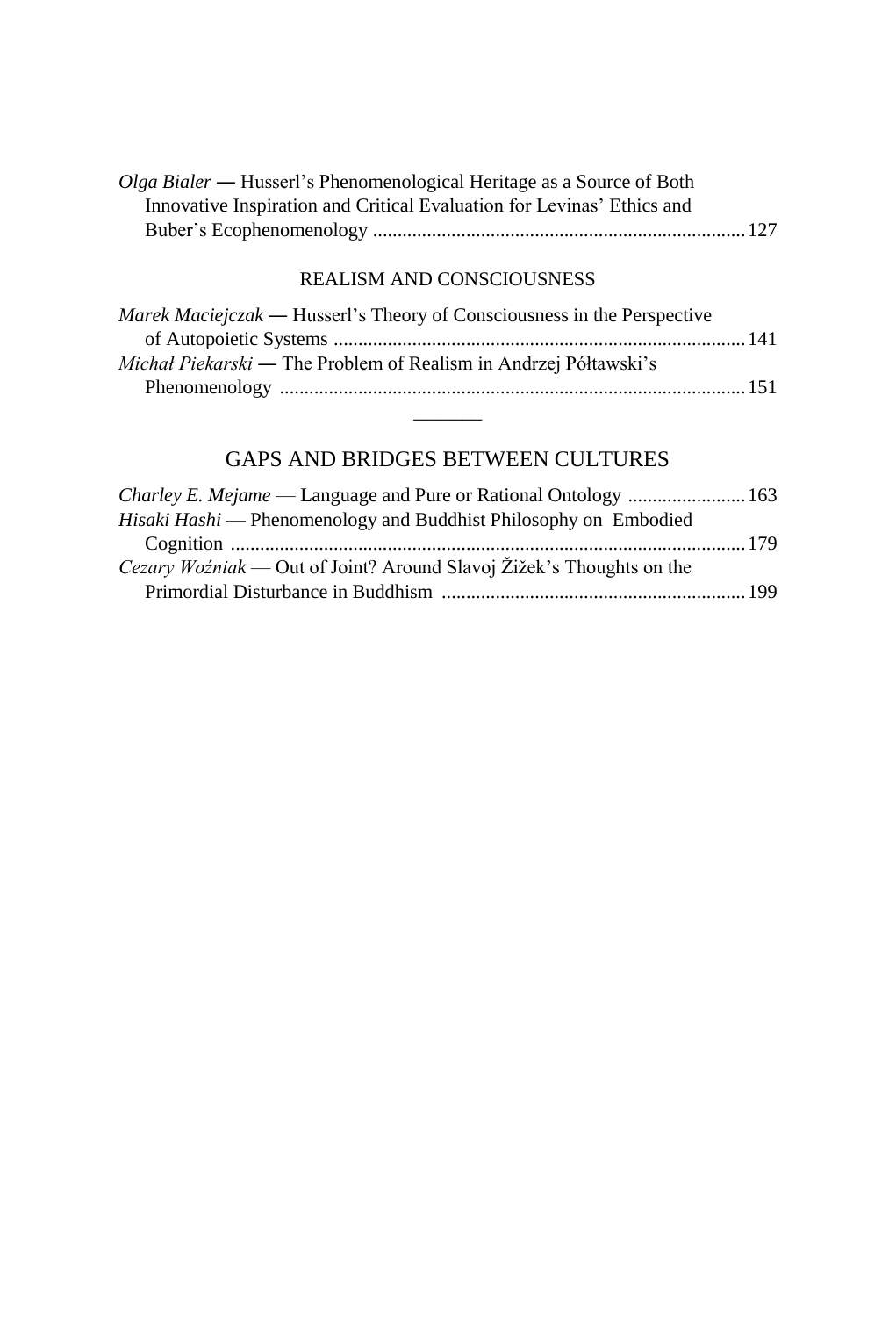*Olga Bialer* — Husserl's Phenomenological Heritage as a Source of Both Innovative Inspiration and Critical Evaluation for Levinas' Ethics and Buber's Ecophenomenology ........................................................................... 127

### REALISM AND CONSCIOUSNESS

*Marek Maciejczak* — Husserl's Theory of Consciousness in the Perspective of Autopoietic Systems .................................................................................... 141

*Michał Piekarski* — The Problem of Realism in Andrzej Półtawski's Phenomenology .............................................................................................. 151

_______

## GAPS AND BRIDGES BETWEEN CULTURES

*Charley E. Mejame* — Language and Pure or Rational Ontology ........................ 163

*Hisaki Hashi* — Phenomenology and Buddhist Philosophy on Embodied Cognition ........................................................................................................ 179

*Cezary Woźniak* — Out of Joint? Around Slavoj Žižek's Thoughts on the Primordial Disturbance in Buddhism ............................................................. 199